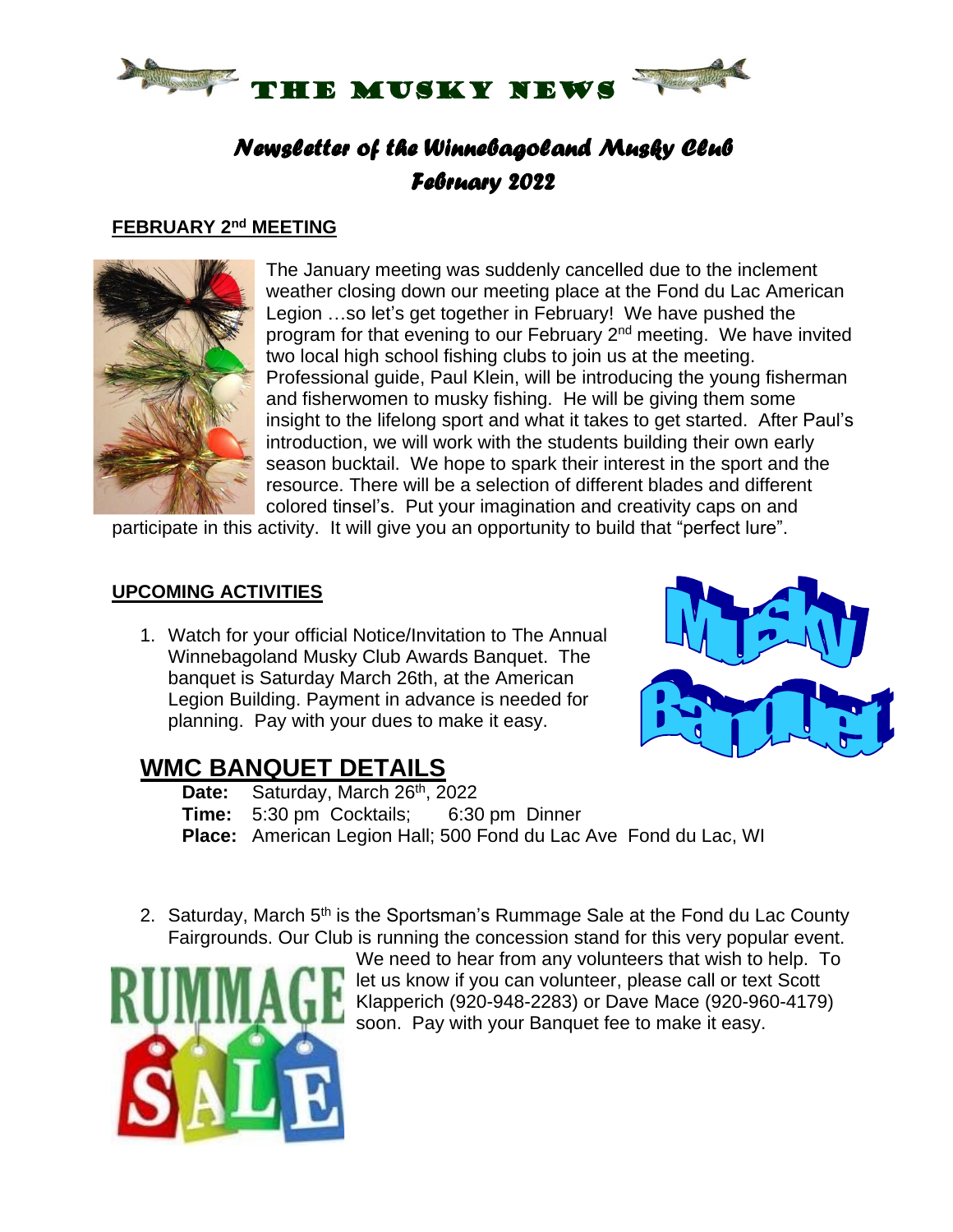# THE MUSKY NEWS

## *Newsletter of the Winnebagoland Musky Club*
## *February 2022*

### FEBRUARY 2nd MEETING

The January meeting was suddenly cancelled due to the inclement weather closing down our meeting place at the Fond du Lac American Legion …so let's get together in February! We have pushed the program for that evening to our February 2nd meeting. We have invited two local high school fishing clubs to join us at the meeting. Professional guide, Paul Klein, will be introducing the young fisherman and fisherwomen to musky fishing. He will be giving them some insight to the lifelong sport and what it takes to get started. After Paul's introduction, we will work with the students building their own early season bucktail. We hope to spark their interest in the sport and the resource. There will be a selection of different blades and different colored tinsel's. Put your imagination and creativity caps on and participate in this activity. It will give you an opportunity to build that "perfect lure".

### UPCOMING ACTIVITIES

1. Watch for your official Notice/Invitation to The Annual Winnebagoland Musky Club Awards Banquet. The banquet is Saturday March 26th, at the American Legion Building. Payment in advance is needed for planning. Pay with your dues to make it easy.

Musky Banquet

## WMC BANQUET DETAILS

**Date:** Saturday, March 26th, 2022
**Time:** 5:30 pm Cocktails; 6:30 pm Dinner
**Place:** American Legion Hall; 500 Fond du Lac Ave Fond du Lac, WI

2. Saturday, March 5th is the Sportsman's Rummage Sale at the Fond du Lac County Fairgrounds. Our Club is running the concession stand for this very popular event. We need to hear from any volunteers that wish to help. To let us know if you can volunteer, please call or text Scott Klapperich (920-948-2283) or Dave Mace (920-960-4179) soon. Pay with your Banquet fee to make it easy.

RUMMAGE SALE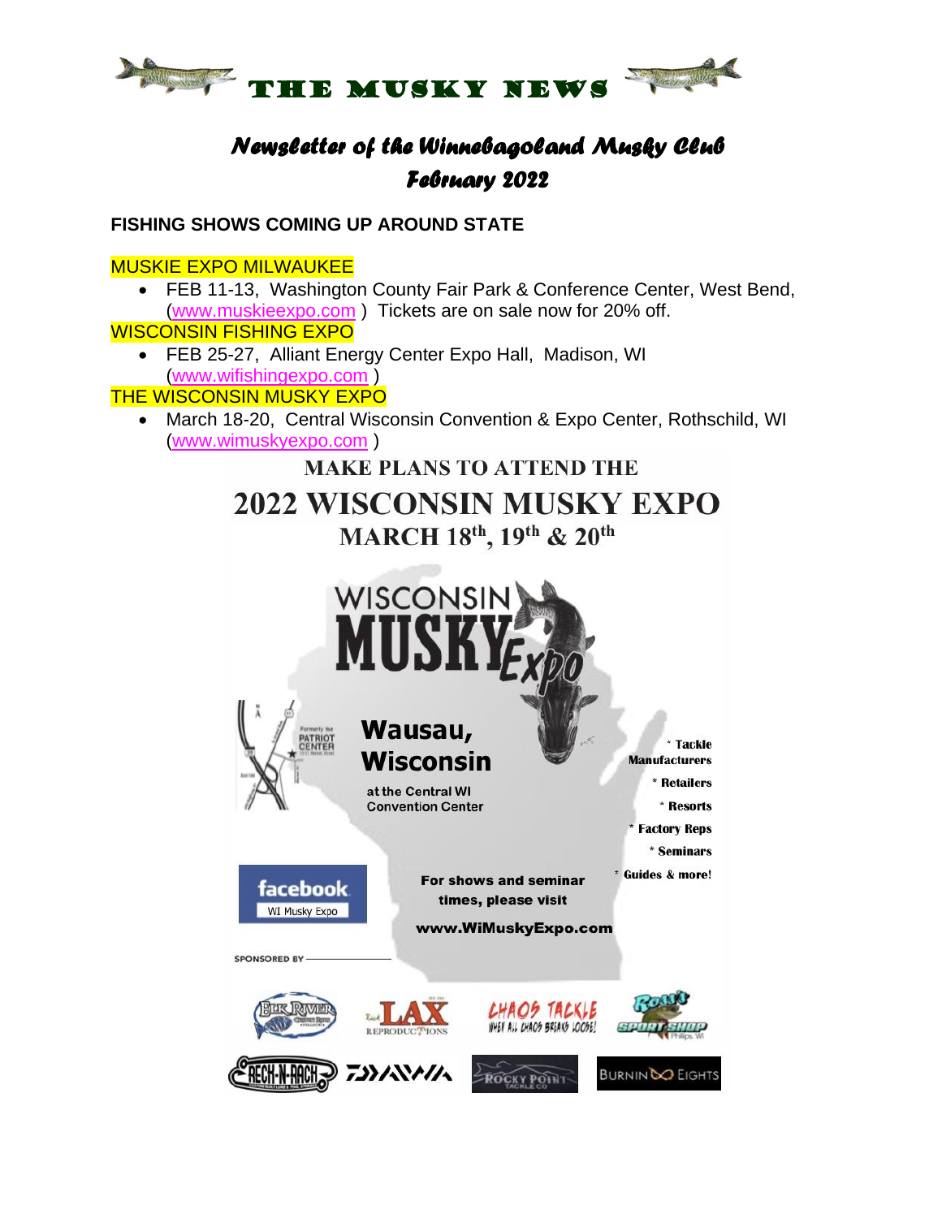# THE MUSKY NEWS

## *Newsletter of the Winnebagoland Musky Club*
## *February 2022*

**FISHING SHOWS COMING UP AROUND STATE**

MUSKIE EXPO MILWAUKEE

- FEB 11-13, Washington County Fair Park & Conference Center, West Bend, (www.muskieexpo.com ) Tickets are on sale now for 20% off.

WISCONSIN FISHING EXPO

- FEB 25-27, Alliant Energy Center Expo Hall, Madison, WI (www.wifishingexpo.com )

THE WISCONSIN MUSKY EXPO

- March 18-20, Central Wisconsin Convention & Expo Center, Rothschild, WI (www.wimuskyexpo.com )

**MAKE PLANS TO ATTEND THE**

**2022 WISCONSIN MUSKY EXPO**

**MARCH 18th, 19th & 20th**

WISCONSIN MUSKY Expo

Wausau, Wisconsin

at the Central WI Convention Center

- Tackle Manufacturers
- Retailers
- Resorts
- Factory Reps
- Seminars
- Guides & more!

facebook WI Musky Expo

For shows and seminar times, please visit www.WiMuskyExpo.com

SPONSORED BY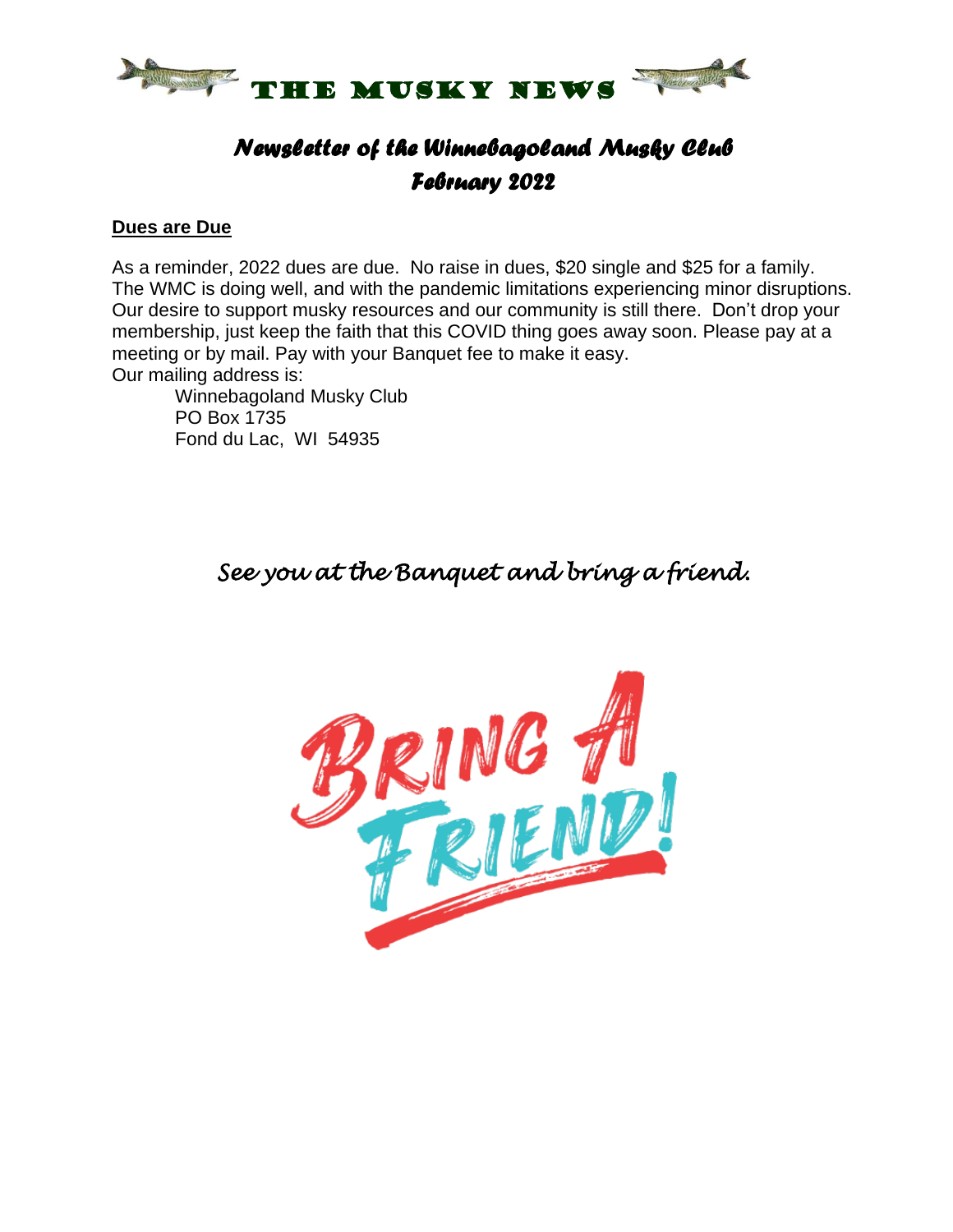# THE MUSKY NEWS

## *Newsletter of the Winnebagoland Musky Club*
## *February 2022*

**Dues are Due**

As a reminder, 2022 dues are due. No raise in dues, $20 single and $25 for a family. The WMC is doing well, and with the pandemic limitations experiencing minor disruptions. Our desire to support musky resources and our community is still there. Don't drop your membership, just keep the faith that this COVID thing goes away soon. Please pay at a meeting or by mail. Pay with your Banquet fee to make it easy.
Our mailing address is:

Winnebagoland Musky Club
PO Box 1735
Fond du Lac, WI 54935

*See you at the Banquet and bring a friend.*

BRING A FRIEND!